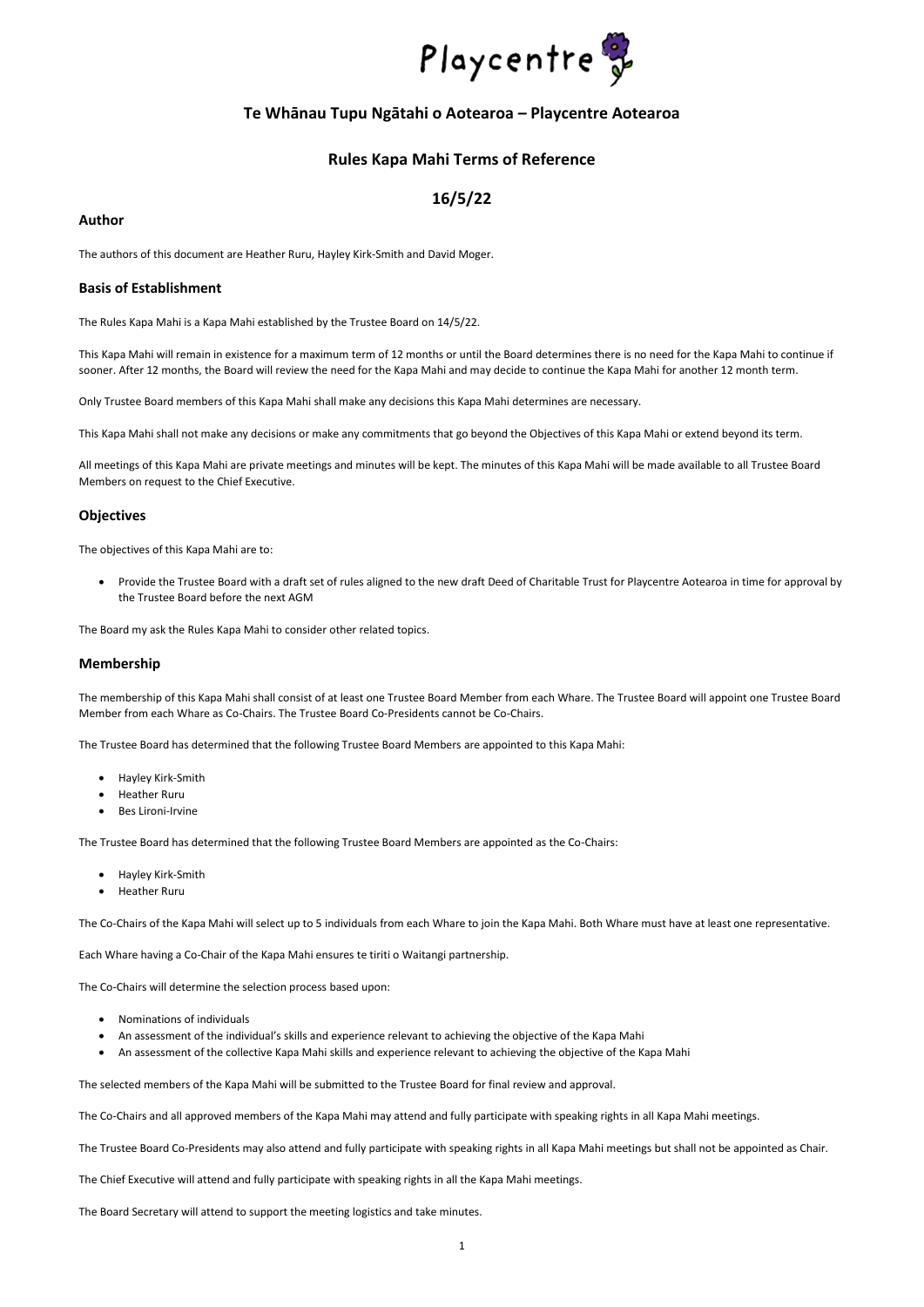Playcentre

## Te Whānau Tupu Ngātahi o Aotearoa – Playcentre Aotearoa

## Rules Kapa Mahi Terms of Reference

## 16/5/22

### Author

The authors of this document are Heather Ruru, Hayley Kirk-Smith and David Moger.

### Basis of Establishment

The Rules Kapa Mahi is a Kapa Mahi established by the Trustee Board on 14/5/22.

This Kapa Mahi will remain in existence for a maximum term of 12 months or until the Board determines there is no need for the Kapa Mahi to continue if sooner. After 12 months, the Board will review the need for the Kapa Mahi and may decide to continue the Kapa Mahi for another 12 month term.

Only Trustee Board members of this Kapa Mahi shall make any decisions this Kapa Mahi determines are necessary.

This Kapa Mahi shall not make any decisions or make any commitments that go beyond the Objectives of this Kapa Mahi or extend beyond its term.

All meetings of this Kapa Mahi are private meetings and minutes will be kept. The minutes of this Kapa Mahi will be made available to all Trustee Board Members on request to the Chief Executive.

### Objectives

The objectives of this Kapa Mahi are to:

- Provide the Trustee Board with a draft set of rules aligned to the new draft Deed of Charitable Trust for Playcentre Aotearoa in time for approval by the Trustee Board before the next AGM

The Board my ask the Rules Kapa Mahi to consider other related topics.

### Membership

The membership of this Kapa Mahi shall consist of at least one Trustee Board Member from each Whare. The Trustee Board will appoint one Trustee Board Member from each Whare as Co-Chairs. The Trustee Board Co-Presidents cannot be Co-Chairs.

The Trustee Board has determined that the following Trustee Board Members are appointed to this Kapa Mahi:

- Hayley Kirk-Smith
- Heather Ruru
- Bes Lironi-Irvine

The Trustee Board has determined that the following Trustee Board Members are appointed as the Co-Chairs:

- Hayley Kirk-Smith
- Heather Ruru

The Co-Chairs of the Kapa Mahi will select up to 5 individuals from each Whare to join the Kapa Mahi. Both Whare must have at least one representative.

Each Whare having a Co-Chair of the Kapa Mahi ensures te tiriti o Waitangi partnership.

The Co-Chairs will determine the selection process based upon:

- Nominations of individuals
- An assessment of the individual's skills and experience relevant to achieving the objective of the Kapa Mahi
- An assessment of the collective Kapa Mahi skills and experience relevant to achieving the objective of the Kapa Mahi

The selected members of the Kapa Mahi will be submitted to the Trustee Board for final review and approval.

The Co-Chairs and all approved members of the Kapa Mahi may attend and fully participate with speaking rights in all Kapa Mahi meetings.

The Trustee Board Co-Presidents may also attend and fully participate with speaking rights in all Kapa Mahi meetings but shall not be appointed as Chair.

The Chief Executive will attend and fully participate with speaking rights in all the Kapa Mahi meetings.

The Board Secretary will attend to support the meeting logistics and take minutes.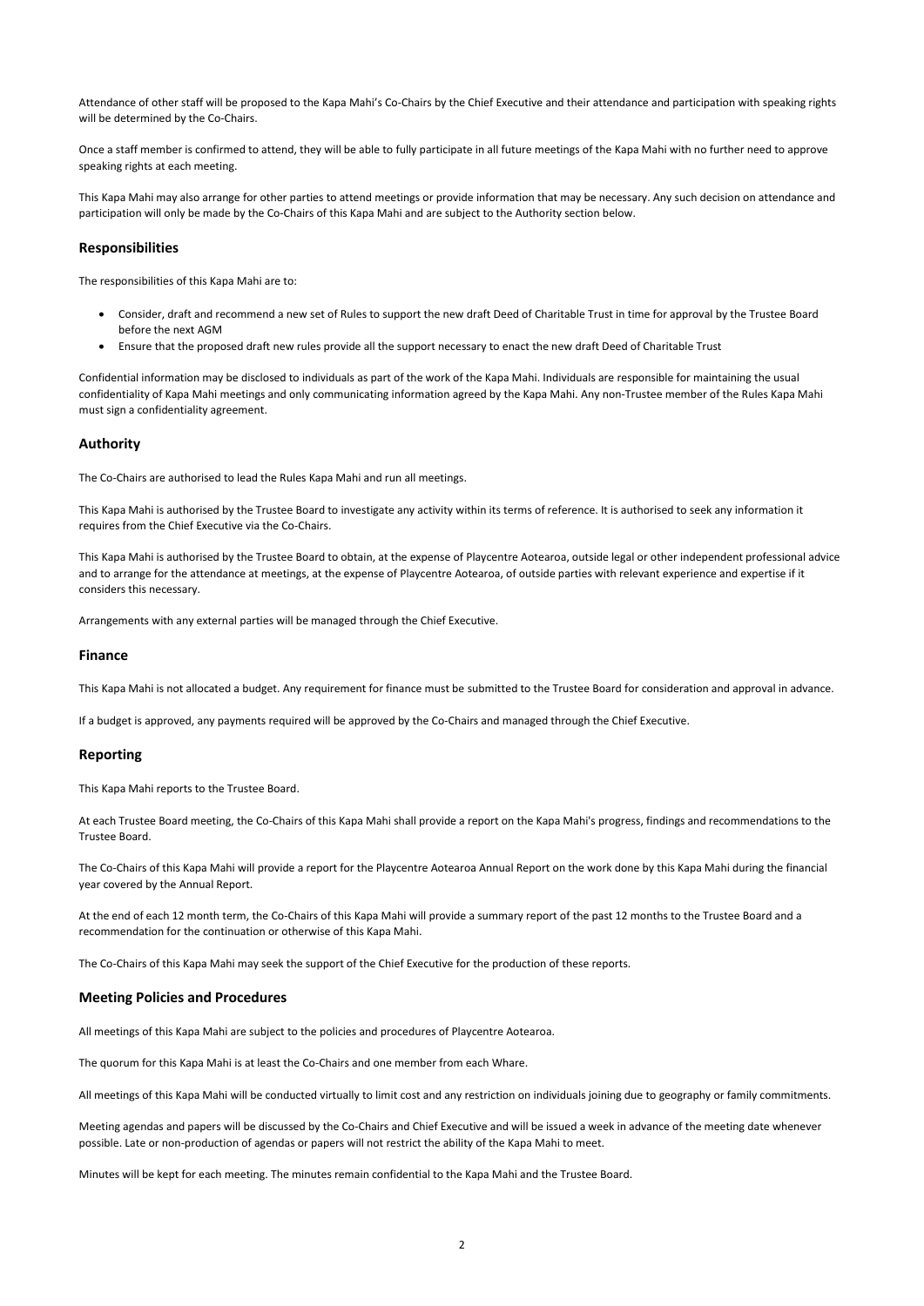Attendance of other staff will be proposed to the Kapa Mahi's Co-Chairs by the Chief Executive and their attendance and participation with speaking rights will be determined by the Co-Chairs.

Once a staff member is confirmed to attend, they will be able to fully participate in all future meetings of the Kapa Mahi with no further need to approve speaking rights at each meeting.

This Kapa Mahi may also arrange for other parties to attend meetings or provide information that may be necessary. Any such decision on attendance and participation will only be made by the Co-Chairs of this Kapa Mahi and are subject to the Authority section below.

## Responsibilities

The responsibilities of this Kapa Mahi are to:

- Consider, draft and recommend a new set of Rules to support the new draft Deed of Charitable Trust in time for approval by the Trustee Board before the next AGM
- Ensure that the proposed draft new rules provide all the support necessary to enact the new draft Deed of Charitable Trust

Confidential information may be disclosed to individuals as part of the work of the Kapa Mahi. Individuals are responsible for maintaining the usual confidentiality of Kapa Mahi meetings and only communicating information agreed by the Kapa Mahi. Any non-Trustee member of the Rules Kapa Mahi must sign a confidentiality agreement.

## Authority

The Co-Chairs are authorised to lead the Rules Kapa Mahi and run all meetings.

This Kapa Mahi is authorised by the Trustee Board to investigate any activity within its terms of reference. It is authorised to seek any information it requires from the Chief Executive via the Co-Chairs.

This Kapa Mahi is authorised by the Trustee Board to obtain, at the expense of Playcentre Aotearoa, outside legal or other independent professional advice and to arrange for the attendance at meetings, at the expense of Playcentre Aotearoa, of outside parties with relevant experience and expertise if it considers this necessary.

Arrangements with any external parties will be managed through the Chief Executive.

## Finance

This Kapa Mahi is not allocated a budget. Any requirement for finance must be submitted to the Trustee Board for consideration and approval in advance.

If a budget is approved, any payments required will be approved by the Co-Chairs and managed through the Chief Executive.

## Reporting

This Kapa Mahi reports to the Trustee Board.

At each Trustee Board meeting, the Co-Chairs of this Kapa Mahi shall provide a report on the Kapa Mahi's progress, findings and recommendations to the Trustee Board.

The Co-Chairs of this Kapa Mahi will provide a report for the Playcentre Aotearoa Annual Report on the work done by this Kapa Mahi during the financial year covered by the Annual Report.

At the end of each 12 month term, the Co-Chairs of this Kapa Mahi will provide a summary report of the past 12 months to the Trustee Board and a recommendation for the continuation or otherwise of this Kapa Mahi.

The Co-Chairs of this Kapa Mahi may seek the support of the Chief Executive for the production of these reports.

## Meeting Policies and Procedures

All meetings of this Kapa Mahi are subject to the policies and procedures of Playcentre Aotearoa.

The quorum for this Kapa Mahi is at least the Co-Chairs and one member from each Whare.

All meetings of this Kapa Mahi will be conducted virtually to limit cost and any restriction on individuals joining due to geography or family commitments.

Meeting agendas and papers will be discussed by the Co-Chairs and Chief Executive and will be issued a week in advance of the meeting date whenever possible. Late or non-production of agendas or papers will not restrict the ability of the Kapa Mahi to meet.

Minutes will be kept for each meeting. The minutes remain confidential to the Kapa Mahi and the Trustee Board.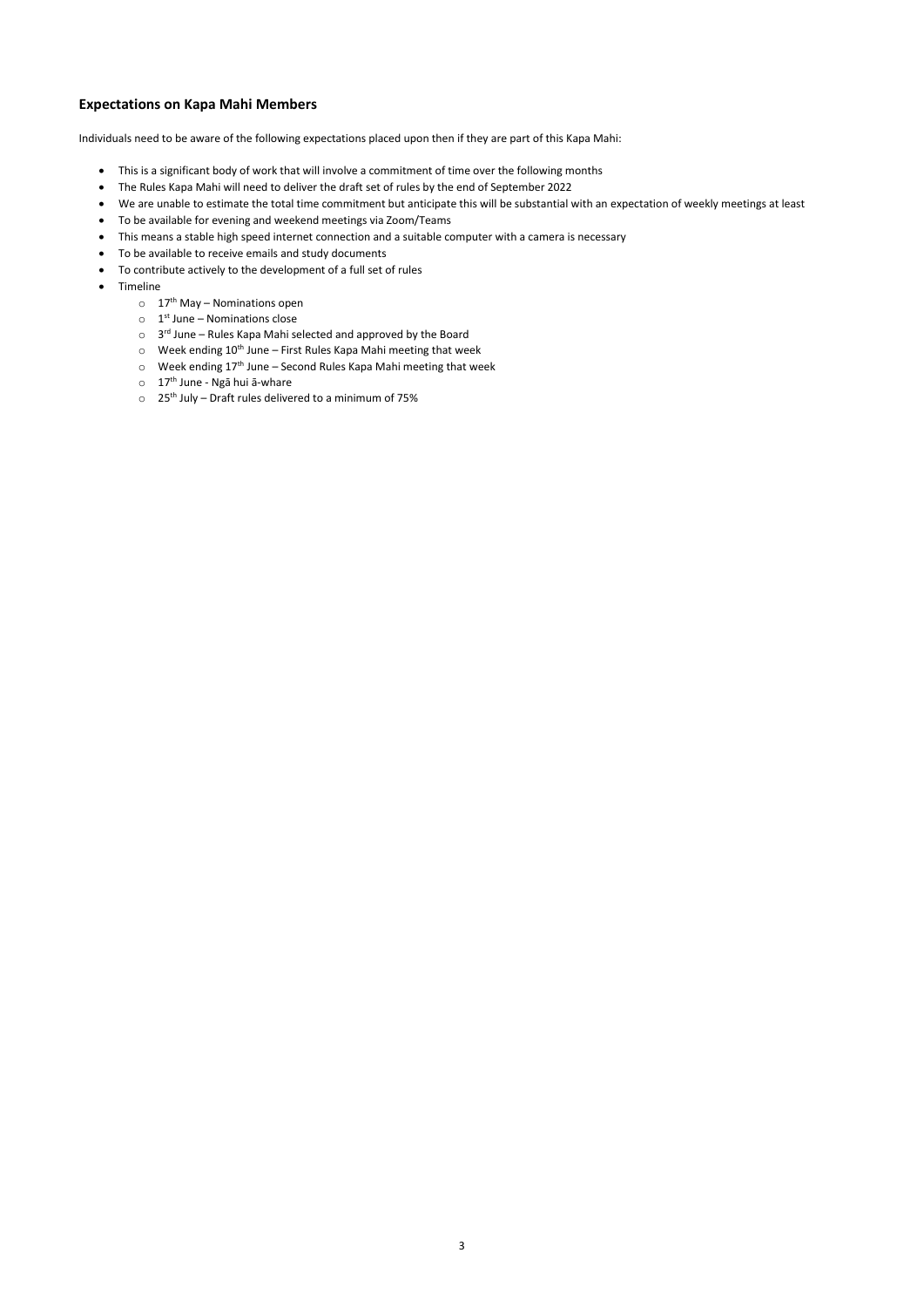### Expectations on Kapa Mahi Members

Individuals need to be aware of the following expectations placed upon then if they are part of this Kapa Mahi:

- This is a significant body of work that will involve a commitment of time over the following months
- The Rules Kapa Mahi will need to deliver the draft set of rules by the end of September 2022
- We are unable to estimate the total time commitment but anticipate this will be substantial with an expectation of weekly meetings at least
- To be available for evening and weekend meetings via Zoom/Teams
- This means a stable high speed internet connection and a suitable computer with a camera is necessary
- To be available to receive emails and study documents
- To contribute actively to the development of a full set of rules
- Timeline
  - 17th May – Nominations open
  - 1st June – Nominations close
  - 3rd June – Rules Kapa Mahi selected and approved by the Board
  - Week ending 10th June – First Rules Kapa Mahi meeting that week
  - Week ending 17th June – Second Rules Kapa Mahi meeting that week
  - 17th June - Ngā hui ā-whare
  - 25th July – Draft rules delivered to a minimum of 75%